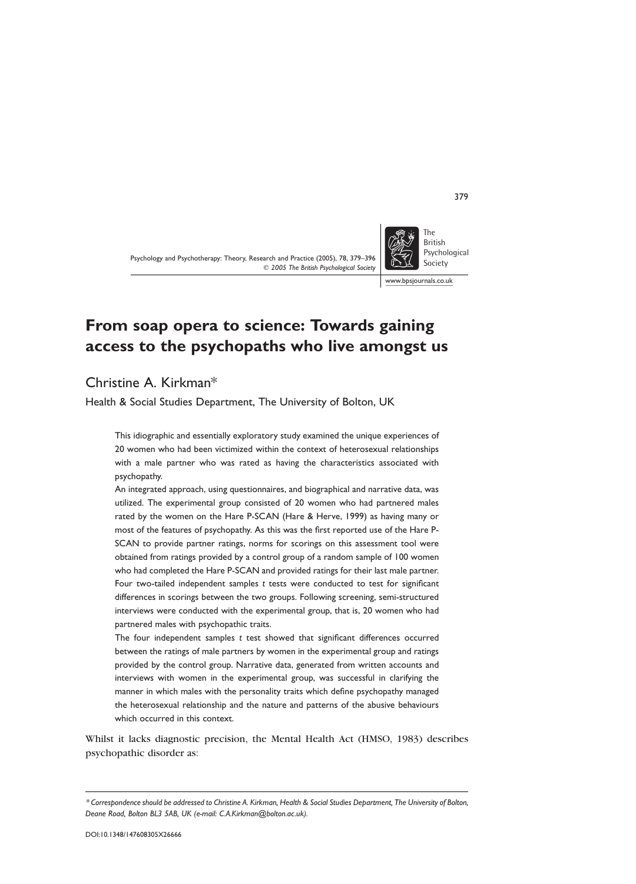# From soap opera to science: Towards gaining access to the psychopaths who live amongst us

Christine A. Kirkman*

Health & Social Studies Department, The University of Bolton, UK

This idiographic and essentially exploratory study examined the unique experiences of 20 women who had been victimized within the context of heterosexual relationships with a male partner who was rated as having the characteristics associated with psychopathy.

An integrated approach, using questionnaires, and biographical and narrative data, was utilized. The experimental group consisted of 20 women who had partnered males rated by the women on the Hare P-SCAN (Hare & Herve, 1999) as having many or most of the features of psychopathy. As this was the first reported use of the Hare P-SCAN to provide partner ratings, norms for scorings on this assessment tool were obtained from ratings provided by a control group of a random sample of 100 women who had completed the Hare P-SCAN and provided ratings for their last male partner. Four two-tailed independent samples *t* tests were conducted to test for significant differences in scorings between the two groups. Following screening, semi-structured interviews were conducted with the experimental group, that is, 20 women who had partnered males with psychopathic traits.

The four independent samples *t* test showed that significant differences occurred between the ratings of male partners by women in the experimental group and ratings provided by the control group. Narrative data, generated from written accounts and interviews with women in the experimental group, was successful in clarifying the manner in which males with the personality traits which define psychopathy managed the heterosexual relationship and the nature and patterns of the abusive behaviours which occurred in this context.

Whilst it lacks diagnostic precision, the Mental Health Act (HMSO, 1983) describes psychopathic disorder as:

*\* Correspondence should be addressed to Christine A. Kirkman, Health & Social Studies Department, The University of Bolton, Deane Road, Bolton BL3 5AB, UK (e-mail: C.A.Kirkman@bolton.ac.uk).*

DOI:10.1348/147608305X26666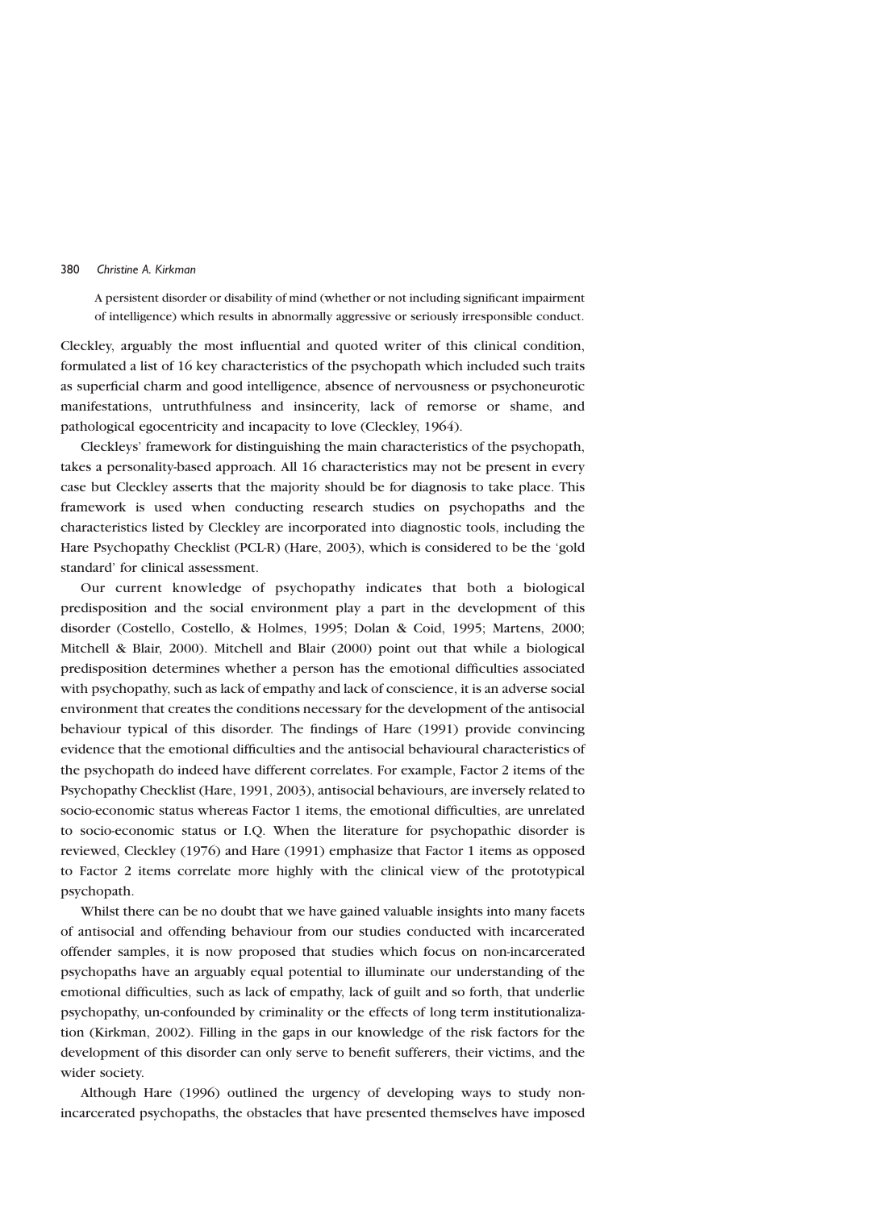> A persistent disorder or disability of mind (whether or not including significant impairment of intelligence) which results in abnormally aggressive or seriously irresponsible conduct.

Cleckley, arguably the most influential and quoted writer of this clinical condition, formulated a list of 16 key characteristics of the psychopath which included such traits as superficial charm and good intelligence, absence of nervousness or psychoneurotic manifestations, untruthfulness and insincerity, lack of remorse or shame, and pathological egocentricity and incapacity to love (Cleckley, 1964).

Cleckleys' framework for distinguishing the main characteristics of the psychopath, takes a personality-based approach. All 16 characteristics may not be present in every case but Cleckley asserts that the majority should be for diagnosis to take place. This framework is used when conducting research studies on psychopaths and the characteristics listed by Cleckley are incorporated into diagnostic tools, including the Hare Psychopathy Checklist (PCL-R) (Hare, 2003), which is considered to be the 'gold standard' for clinical assessment.

Our current knowledge of psychopathy indicates that both a biological predisposition and the social environment play a part in the development of this disorder (Costello, Costello, & Holmes, 1995; Dolan & Coid, 1995; Martens, 2000; Mitchell & Blair, 2000). Mitchell and Blair (2000) point out that while a biological predisposition determines whether a person has the emotional difficulties associated with psychopathy, such as lack of empathy and lack of conscience, it is an adverse social environment that creates the conditions necessary for the development of the antisocial behaviour typical of this disorder. The findings of Hare (1991) provide convincing evidence that the emotional difficulties and the antisocial behavioural characteristics of the psychopath do indeed have different correlates. For example, Factor 2 items of the Psychopathy Checklist (Hare, 1991, 2003), antisocial behaviours, are inversely related to socio-economic status whereas Factor 1 items, the emotional difficulties, are unrelated to socio-economic status or I.Q. When the literature for psychopathic disorder is reviewed, Cleckley (1976) and Hare (1991) emphasize that Factor 1 items as opposed to Factor 2 items correlate more highly with the clinical view of the prototypical psychopath.

Whilst there can be no doubt that we have gained valuable insights into many facets of antisocial and offending behaviour from our studies conducted with incarcerated offender samples, it is now proposed that studies which focus on non-incarcerated psychopaths have an arguably equal potential to illuminate our understanding of the emotional difficulties, such as lack of empathy, lack of guilt and so forth, that underlie psychopathy, un-confounded by criminality or the effects of long term institutionalization (Kirkman, 2002). Filling in the gaps in our knowledge of the risk factors for the development of this disorder can only serve to benefit sufferers, their victims, and the wider society.

Although Hare (1996) outlined the urgency of developing ways to study non-incarcerated psychopaths, the obstacles that have presented themselves have imposed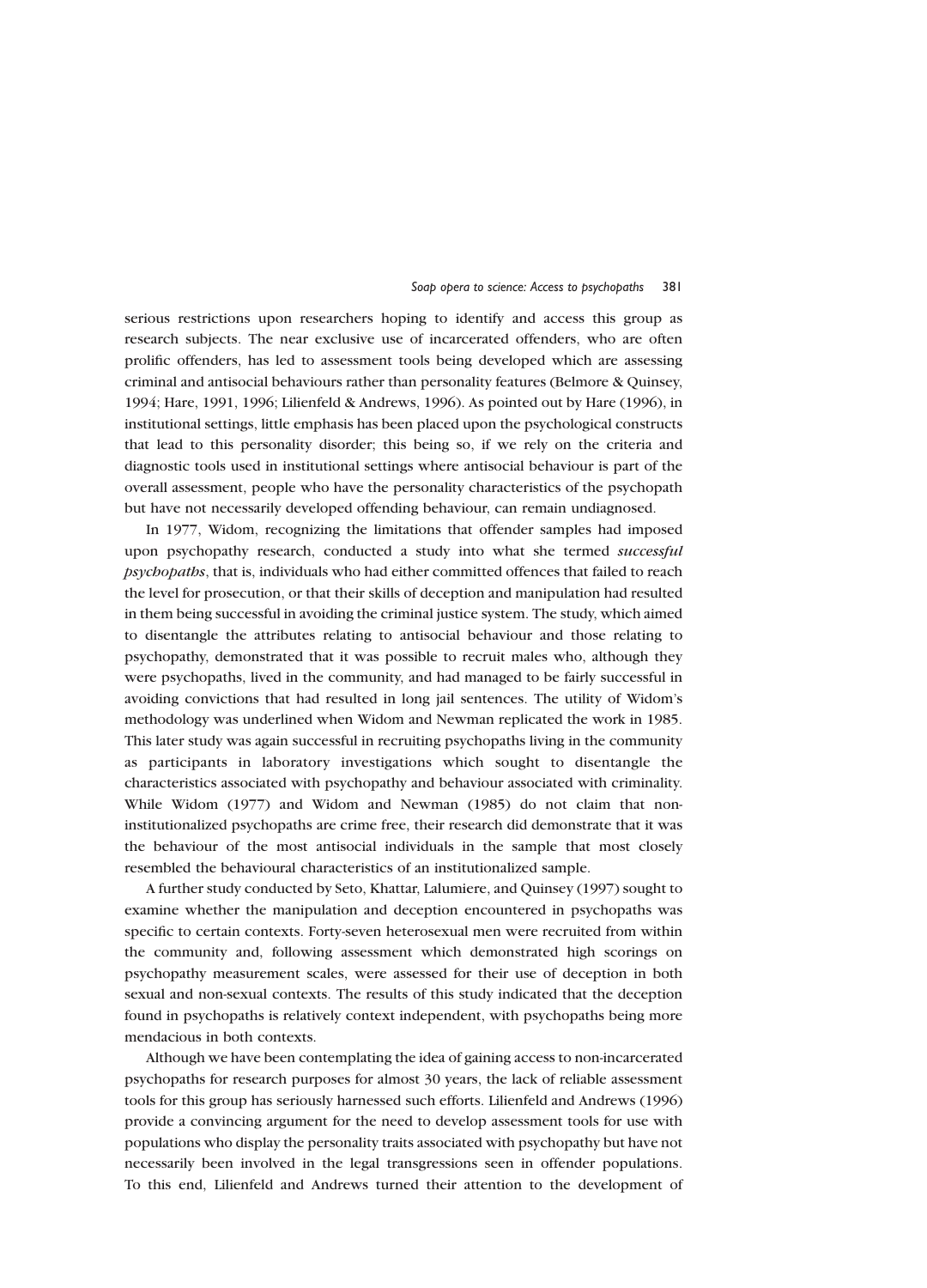serious restrictions upon researchers hoping to identify and access this group as research subjects. The near exclusive use of incarcerated offenders, who are often prolific offenders, has led to assessment tools being developed which are assessing criminal and antisocial behaviours rather than personality features (Belmore & Quinsey, 1994; Hare, 1991, 1996; Lilienfeld & Andrews, 1996). As pointed out by Hare (1996), in institutional settings, little emphasis has been placed upon the psychological constructs that lead to this personality disorder; this being so, if we rely on the criteria and diagnostic tools used in institutional settings where antisocial behaviour is part of the overall assessment, people who have the personality characteristics of the psychopath but have not necessarily developed offending behaviour, can remain undiagnosed.

In 1977, Widom, recognizing the limitations that offender samples had imposed upon psychopathy research, conducted a study into what she termed ***successful psychopaths***, that is, individuals who had either committed offences that failed to reach the level for prosecution, or that their skills of deception and manipulation had resulted in them being successful in avoiding the criminal justice system. The study, which aimed to disentangle the attributes relating to antisocial behaviour and those relating to psychopathy, demonstrated that it was possible to recruit males who, although they were psychopaths, lived in the community, and had managed to be fairly successful in avoiding convictions that had resulted in long jail sentences. The utility of Widom's methodology was underlined when Widom and Newman replicated the work in 1985. This later study was again successful in recruiting psychopaths living in the community as participants in laboratory investigations which sought to disentangle the characteristics associated with psychopathy and behaviour associated with criminality. While Widom (1977) and Widom and Newman (1985) do not claim that non-institutionalized psychopaths are crime free, their research did demonstrate that it was the behaviour of the most antisocial individuals in the sample that most closely resembled the behavioural characteristics of an institutionalized sample.

A further study conducted by Seto, Khattar, Lalumiere, and Quinsey (1997) sought to examine whether the manipulation and deception encountered in psychopaths was specific to certain contexts. Forty-seven heterosexual men were recruited from within the community and, following assessment which demonstrated high scorings on psychopathy measurement scales, were assessed for their use of deception in both sexual and non-sexual contexts. The results of this study indicated that the deception found in psychopaths is relatively context independent, with psychopaths being more mendacious in both contexts.

Although we have been contemplating the idea of gaining access to non-incarcerated psychopaths for research purposes for almost 30 years, the lack of reliable assessment tools for this group has seriously harnessed such efforts. Lilienfeld and Andrews (1996) provide a convincing argument for the need to develop assessment tools for use with populations who display the personality traits associated with psychopathy but have not necessarily been involved in the legal transgressions seen in offender populations. To this end, Lilienfeld and Andrews turned their attention to the development of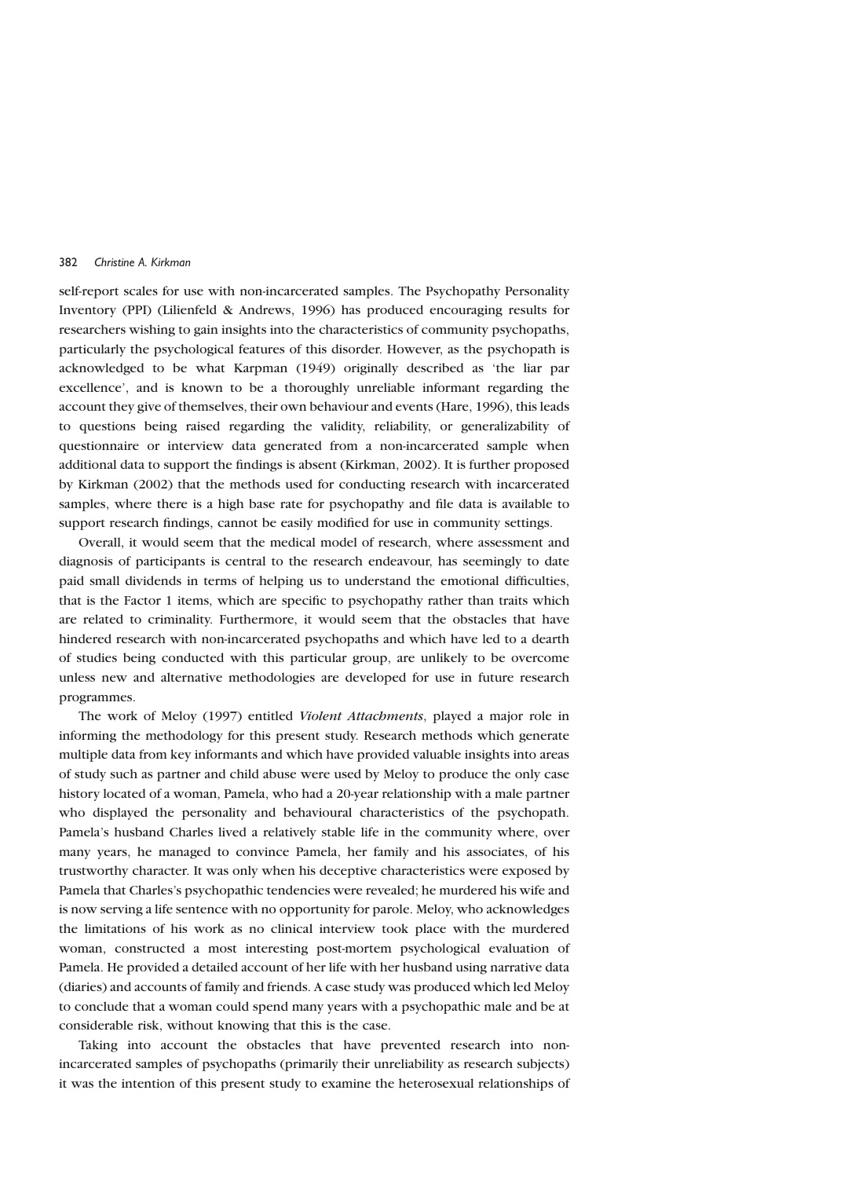self-report scales for use with non-incarcerated samples. The Psychopathy Personality Inventory (PPI) (Lilienfeld & Andrews, 1996) has produced encouraging results for researchers wishing to gain insights into the characteristics of community psychopaths, particularly the psychological features of this disorder. However, as the psychopath is acknowledged to be what Karpman (1949) originally described as 'the liar par excellence', and is known to be a thoroughly unreliable informant regarding the account they give of themselves, their own behaviour and events (Hare, 1996), this leads to questions being raised regarding the validity, reliability, or generalizability of questionnaire or interview data generated from a non-incarcerated sample when additional data to support the findings is absent (Kirkman, 2002). It is further proposed by Kirkman (2002) that the methods used for conducting research with incarcerated samples, where there is a high base rate for psychopathy and file data is available to support research findings, cannot be easily modified for use in community settings.

Overall, it would seem that the medical model of research, where assessment and diagnosis of participants is central to the research endeavour, has seemingly to date paid small dividends in terms of helping us to understand the emotional difficulties, that is the Factor 1 items, which are specific to psychopathy rather than traits which are related to criminality. Furthermore, it would seem that the obstacles that have hindered research with non-incarcerated psychopaths and which have led to a dearth of studies being conducted with this particular group, are unlikely to be overcome unless new and alternative methodologies are developed for use in future research programmes.

The work of Meloy (1997) entitled *Violent Attachments*, played a major role in informing the methodology for this present study. Research methods which generate multiple data from key informants and which have provided valuable insights into areas of study such as partner and child abuse were used by Meloy to produce the only case history located of a woman, Pamela, who had a 20-year relationship with a male partner who displayed the personality and behavioural characteristics of the psychopath. Pamela's husband Charles lived a relatively stable life in the community where, over many years, he managed to convince Pamela, her family and his associates, of his trustworthy character. It was only when his deceptive characteristics were exposed by Pamela that Charles's psychopathic tendencies were revealed; he murdered his wife and is now serving a life sentence with no opportunity for parole. Meloy, who acknowledges the limitations of his work as no clinical interview took place with the murdered woman, constructed a most interesting post-mortem psychological evaluation of Pamela. He provided a detailed account of her life with her husband using narrative data (diaries) and accounts of family and friends. A case study was produced which led Meloy to conclude that a woman could spend many years with a psychopathic male and be at considerable risk, without knowing that this is the case.

Taking into account the obstacles that have prevented research into non-incarcerated samples of psychopaths (primarily their unreliability as research subjects) it was the intention of this present study to examine the heterosexual relationships of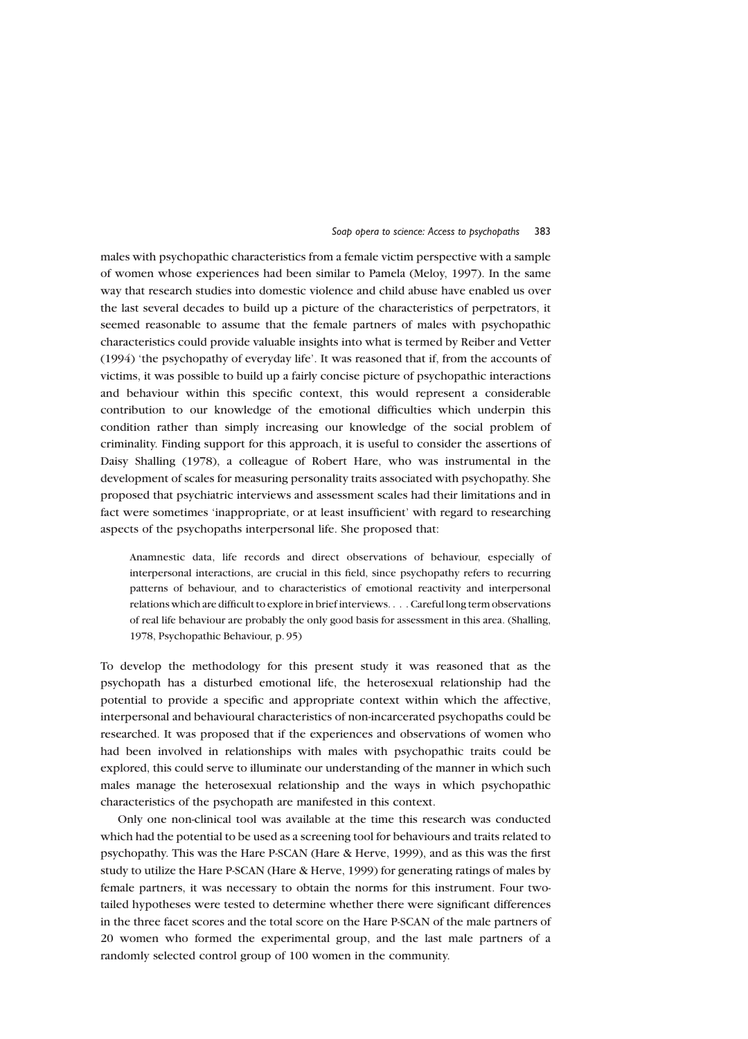males with psychopathic characteristics from a female victim perspective with a sample of women whose experiences had been similar to Pamela (Meloy, 1997). In the same way that research studies into domestic violence and child abuse have enabled us over the last several decades to build up a picture of the characteristics of perpetrators, it seemed reasonable to assume that the female partners of males with psychopathic characteristics could provide valuable insights into what is termed by Reiber and Vetter (1994) 'the psychopathy of everyday life'. It was reasoned that if, from the accounts of victims, it was possible to build up a fairly concise picture of psychopathic interactions and behaviour within this specific context, this would represent a considerable contribution to our knowledge of the emotional difficulties which underpin this condition rather than simply increasing our knowledge of the social problem of criminality. Finding support for this approach, it is useful to consider the assertions of Daisy Shalling (1978), a colleague of Robert Hare, who was instrumental in the development of scales for measuring personality traits associated with psychopathy. She proposed that psychiatric interviews and assessment scales had their limitations and in fact were sometimes 'inappropriate, or at least insufficient' with regard to researching aspects of the psychopaths interpersonal life. She proposed that:

> Anamnestic data, life records and direct observations of behaviour, especially of interpersonal interactions, are crucial in this field, since psychopathy refers to recurring patterns of behaviour, and to characteristics of emotional reactivity and interpersonal relations which are difficult to explore in brief interviews. . . . Careful long term observations of real life behaviour are probably the only good basis for assessment in this area. (Shalling, 1978, Psychopathic Behaviour, p. 95)

To develop the methodology for this present study it was reasoned that as the psychopath has a disturbed emotional life, the heterosexual relationship had the potential to provide a specific and appropriate context within which the affective, interpersonal and behavioural characteristics of non-incarcerated psychopaths could be researched. It was proposed that if the experiences and observations of women who had been involved in relationships with males with psychopathic traits could be explored, this could serve to illuminate our understanding of the manner in which such males manage the heterosexual relationship and the ways in which psychopathic characteristics of the psychopath are manifested in this context.

Only one non-clinical tool was available at the time this research was conducted which had the potential to be used as a screening tool for behaviours and traits related to psychopathy. This was the Hare P-SCAN (Hare & Herve, 1999), and as this was the first study to utilize the Hare P-SCAN (Hare & Herve, 1999) for generating ratings of males by female partners, it was necessary to obtain the norms for this instrument. Four two-tailed hypotheses were tested to determine whether there were significant differences in the three facet scores and the total score on the Hare P-SCAN of the male partners of 20 women who formed the experimental group, and the last male partners of a randomly selected control group of 100 women in the community.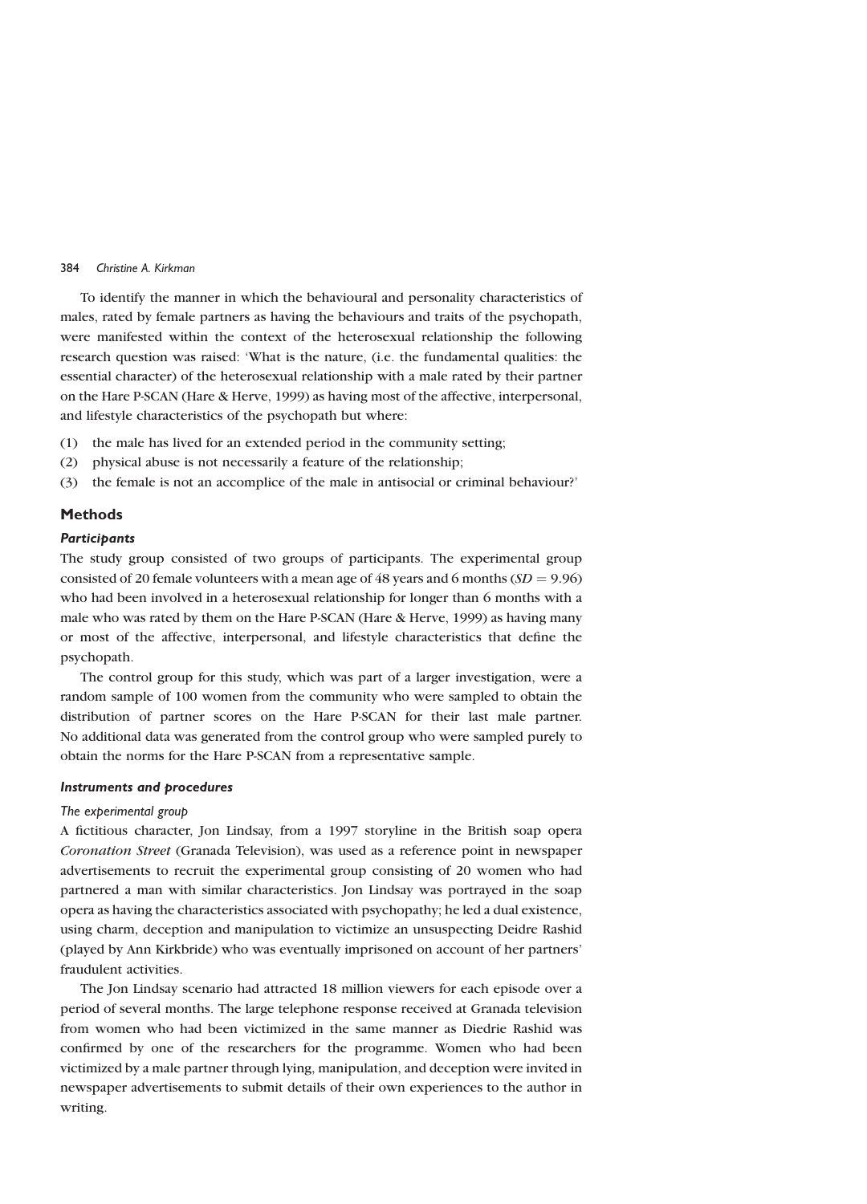To identify the manner in which the behavioural and personality characteristics of males, rated by female partners as having the behaviours and traits of the psychopath, were manifested within the context of the heterosexual relationship the following research question was raised: 'What is the nature, (i.e. the fundamental qualities: the essential character) of the heterosexual relationship with a male rated by their partner on the Hare P-SCAN (Hare & Herve, 1999) as having most of the affective, interpersonal, and lifestyle characteristics of the psychopath but where:

(1) the male has lived for an extended period in the community setting;
(2) physical abuse is not necessarily a feature of the relationship;
(3) the female is not an accomplice of the male in antisocial or criminal behaviour?'

## Methods

### *Participants*

The study group consisted of two groups of participants. The experimental group consisted of 20 female volunteers with a mean age of 48 years and 6 months ($SD = 9.96$) who had been involved in a heterosexual relationship for longer than 6 months with a male who was rated by them on the Hare P-SCAN (Hare & Herve, 1999) as having many or most of the affective, interpersonal, and lifestyle characteristics that define the psychopath.

The control group for this study, which was part of a larger investigation, were a random sample of 100 women from the community who were sampled to obtain the distribution of partner scores on the Hare P-SCAN for their last male partner. No additional data was generated from the control group who were sampled purely to obtain the norms for the Hare P-SCAN from a representative sample.

### *Instruments and procedures*

#### *The experimental group*

A fictitious character, Jon Lindsay, from a 1997 storyline in the British soap opera *Coronation Street* (Granada Television), was used as a reference point in newspaper advertisements to recruit the experimental group consisting of 20 women who had partnered a man with similar characteristics. Jon Lindsay was portrayed in the soap opera as having the characteristics associated with psychopathy; he led a dual existence, using charm, deception and manipulation to victimize an unsuspecting Deidre Rashid (played by Ann Kirkbride) who was eventually imprisoned on account of her partners' fraudulent activities.

The Jon Lindsay scenario had attracted 18 million viewers for each episode over a period of several months. The large telephone response received at Granada television from women who had been victimized in the same manner as Diedrie Rashid was confirmed by one of the researchers for the programme. Women who had been victimized by a male partner through lying, manipulation, and deception were invited in newspaper advertisements to submit details of their own experiences to the author in writing.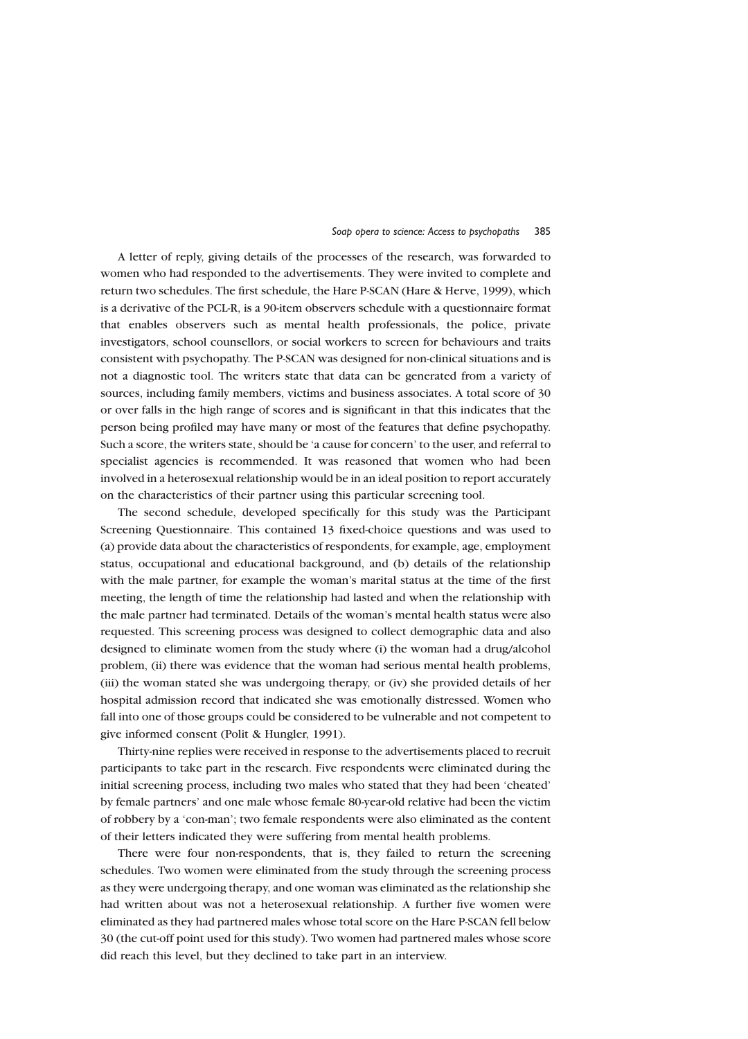A letter of reply, giving details of the processes of the research, was forwarded to women who had responded to the advertisements. They were invited to complete and return two schedules. The first schedule, the Hare P-SCAN (Hare & Herve, 1999), which is a derivative of the PCL-R, is a 90-item observers schedule with a questionnaire format that enables observers such as mental health professionals, the police, private investigators, school counsellors, or social workers to screen for behaviours and traits consistent with psychopathy. The P-SCAN was designed for non-clinical situations and is not a diagnostic tool. The writers state that data can be generated from a variety of sources, including family members, victims and business associates. A total score of 30 or over falls in the high range of scores and is significant in that this indicates that the person being profiled may have many or most of the features that define psychopathy. Such a score, the writers state, should be 'a cause for concern' to the user, and referral to specialist agencies is recommended. It was reasoned that women who had been involved in a heterosexual relationship would be in an ideal position to report accurately on the characteristics of their partner using this particular screening tool.

The second schedule, developed specifically for this study was the Participant Screening Questionnaire. This contained 13 fixed-choice questions and was used to (a) provide data about the characteristics of respondents, for example, age, employment status, occupational and educational background, and (b) details of the relationship with the male partner, for example the woman's marital status at the time of the first meeting, the length of time the relationship had lasted and when the relationship with the male partner had terminated. Details of the woman's mental health status were also requested. This screening process was designed to collect demographic data and also designed to eliminate women from the study where (i) the woman had a drug/alcohol problem, (ii) there was evidence that the woman had serious mental health problems, (iii) the woman stated she was undergoing therapy, or (iv) she provided details of her hospital admission record that indicated she was emotionally distressed. Women who fall into one of those groups could be considered to be vulnerable and not competent to give informed consent (Polit & Hungler, 1991).

Thirty-nine replies were received in response to the advertisements placed to recruit participants to take part in the research. Five respondents were eliminated during the initial screening process, including two males who stated that they had been 'cheated' by female partners' and one male whose female 80-year-old relative had been the victim of robbery by a 'con-man'; two female respondents were also eliminated as the content of their letters indicated they were suffering from mental health problems.

There were four non-respondents, that is, they failed to return the screening schedules. Two women were eliminated from the study through the screening process as they were undergoing therapy, and one woman was eliminated as the relationship she had written about was not a heterosexual relationship. A further five women were eliminated as they had partnered males whose total score on the Hare P-SCAN fell below 30 (the cut-off point used for this study). Two women had partnered males whose score did reach this level, but they declined to take part in an interview.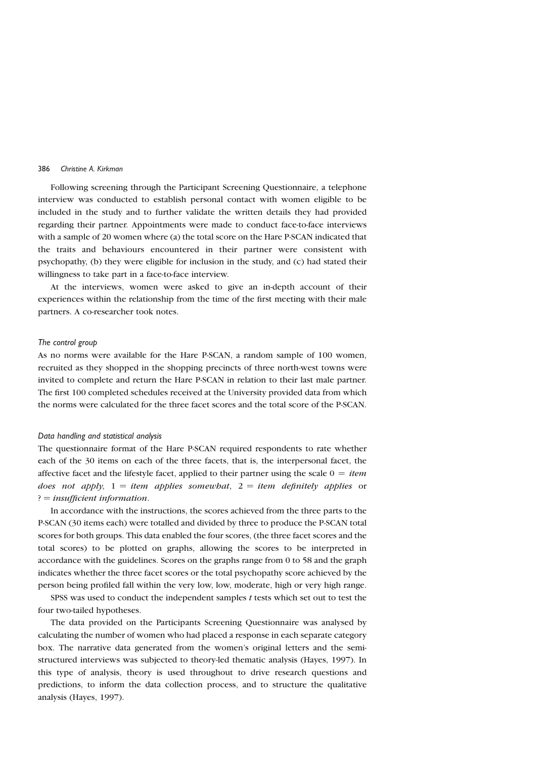Following screening through the Participant Screening Questionnaire, a telephone interview was conducted to establish personal contact with women eligible to be included in the study and to further validate the written details they had provided regarding their partner. Appointments were made to conduct face-to-face interviews with a sample of 20 women where (a) the total score on the Hare P-SCAN indicated that the traits and behaviours encountered in their partner were consistent with psychopathy, (b) they were eligible for inclusion in the study, and (c) had stated their willingness to take part in a face-to-face interview.

At the interviews, women were asked to give an in-depth account of their experiences within the relationship from the time of the first meeting with their male partners. A co-researcher took notes.

*The control group*

As no norms were available for the Hare P-SCAN, a random sample of 100 women, recruited as they shopped in the shopping precincts of three north-west towns were invited to complete and return the Hare P-SCAN in relation to their last male partner. The first 100 completed schedules received at the University provided data from which the norms were calculated for the three facet scores and the total score of the P-SCAN.

*Data handling and statistical analysis*

The questionnaire format of the Hare P-SCAN required respondents to rate whether each of the 30 items on each of the three facets, that is, the interpersonal facet, the affective facet and the lifestyle facet, applied to their partner using the scale 0 = *item does not apply*, 1 = *item applies somewhat*, 2 = *item definitely applies* or ? = *insufficient information*.

In accordance with the instructions, the scores achieved from the three parts to the P-SCAN (30 items each) were totalled and divided by three to produce the P-SCAN total scores for both groups. This data enabled the four scores, (the three facet scores and the total scores) to be plotted on graphs, allowing the scores to be interpreted in accordance with the guidelines. Scores on the graphs range from 0 to 58 and the graph indicates whether the three facet scores or the total psychopathy score achieved by the person being profiled fall within the very low, low, moderate, high or very high range.

SPSS was used to conduct the independent samples $t$ tests which set out to test the four two-tailed hypotheses.

The data provided on the Participants Screening Questionnaire was analysed by calculating the number of women who had placed a response in each separate category box. The narrative data generated from the women's original letters and the semi-structured interviews was subjected to theory-led thematic analysis (Hayes, 1997). In this type of analysis, theory is used throughout to drive research questions and predictions, to inform the data collection process, and to structure the qualitative analysis (Hayes, 1997).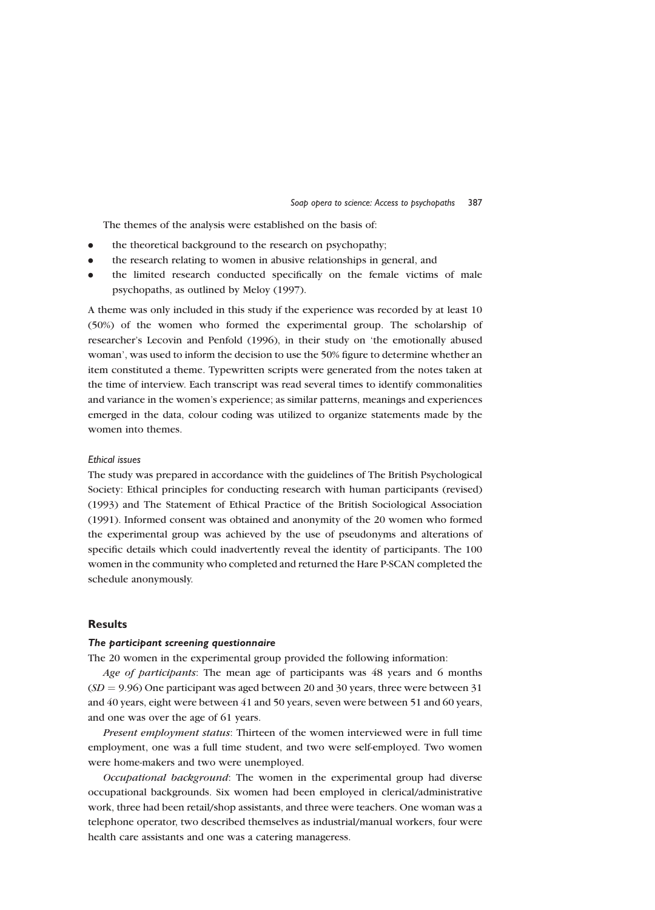The themes of the analysis were established on the basis of:

- the theoretical background to the research on psychopathy;
- the research relating to women in abusive relationships in general, and
- the limited research conducted specifically on the female victims of male psychopaths, as outlined by Meloy (1997).

A theme was only included in this study if the experience was recorded by at least 10 (50%) of the women who formed the experimental group. The scholarship of researcher's Lecovin and Penfold (1996), in their study on 'the emotionally abused woman', was used to inform the decision to use the 50% figure to determine whether an item constituted a theme. Typewritten scripts were generated from the notes taken at the time of interview. Each transcript was read several times to identify commonalities and variance in the women's experience; as similar patterns, meanings and experiences emerged in the data, colour coding was utilized to organize statements made by the women into themes.

*Ethical issues*

The study was prepared in accordance with the guidelines of The British Psychological Society: Ethical principles for conducting research with human participants (revised) (1993) and The Statement of Ethical Practice of the British Sociological Association (1991). Informed consent was obtained and anonymity of the 20 women who formed the experimental group was achieved by the use of pseudonyms and alterations of specific details which could inadvertently reveal the identity of participants. The 100 women in the community who completed and returned the Hare P-SCAN completed the schedule anonymously.

## Results

### *The participant screening questionnaire*

The 20 women in the experimental group provided the following information:

*Age of participants*: The mean age of participants was 48 years and 6 months ($SD = 9.96$) One participant was aged between 20 and 30 years, three were between 31 and 40 years, eight were between 41 and 50 years, seven were between 51 and 60 years, and one was over the age of 61 years.

*Present employment status*: Thirteen of the women interviewed were in full time employment, one was a full time student, and two were self-employed. Two women were home-makers and two were unemployed.

*Occupational background*: The women in the experimental group had diverse occupational backgrounds. Six women had been employed in clerical/administrative work, three had been retail/shop assistants, and three were teachers. One woman was a telephone operator, two described themselves as industrial/manual workers, four were health care assistants and one was a catering manageress.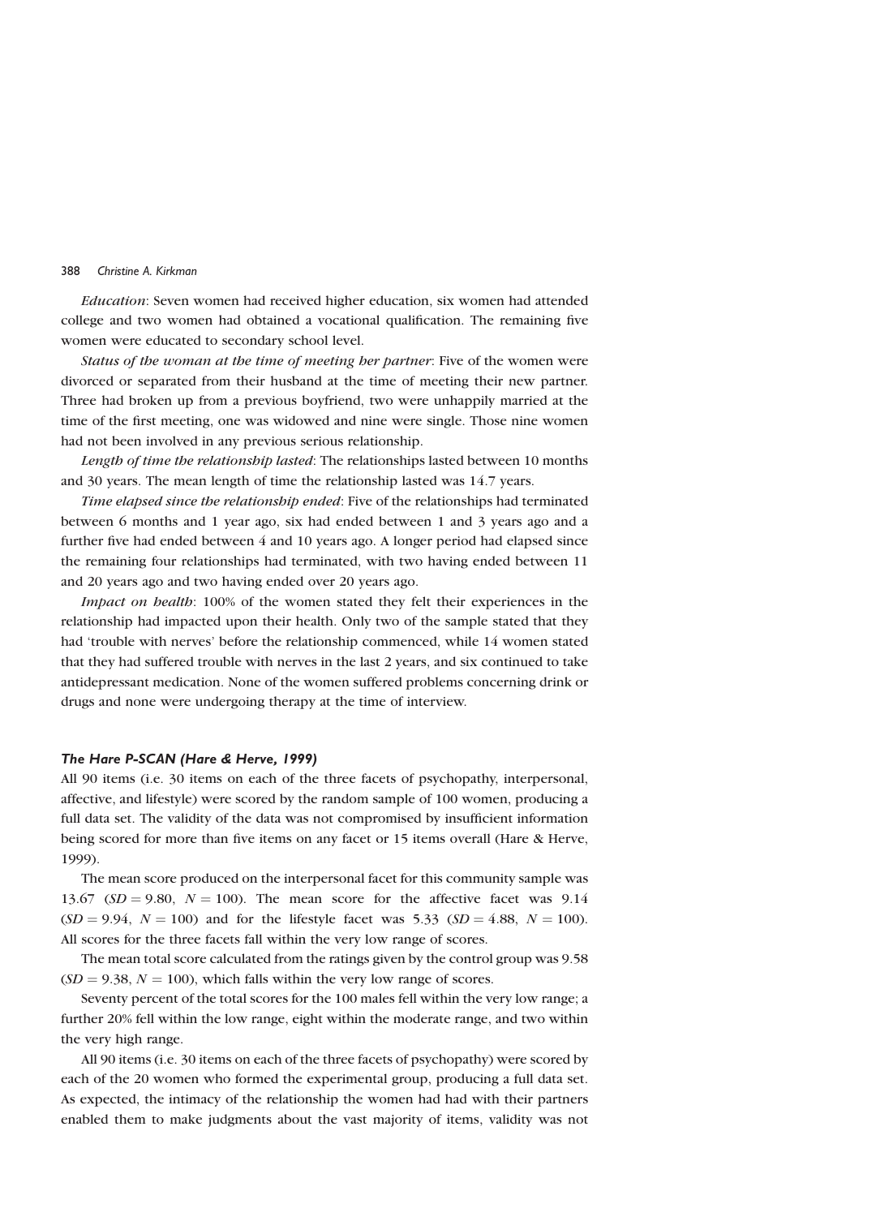*Education*: Seven women had received higher education, six women had attended college and two women had obtained a vocational qualification. The remaining five women were educated to secondary school level.

*Status of the woman at the time of meeting her partner*: Five of the women were divorced or separated from their husband at the time of meeting their new partner. Three had broken up from a previous boyfriend, two were unhappily married at the time of the first meeting, one was widowed and nine were single. Those nine women had not been involved in any previous serious relationship.

*Length of time the relationship lasted*: The relationships lasted between 10 months and 30 years. The mean length of time the relationship lasted was 14.7 years.

*Time elapsed since the relationship ended*: Five of the relationships had terminated between 6 months and 1 year ago, six had ended between 1 and 3 years ago and a further five had ended between 4 and 10 years ago. A longer period had elapsed since the remaining four relationships had terminated, with two having ended between 11 and 20 years ago and two having ended over 20 years ago.

*Impact on health*: 100% of the women stated they felt their experiences in the relationship had impacted upon their health. Only two of the sample stated that they had 'trouble with nerves' before the relationship commenced, while 14 women stated that they had suffered trouble with nerves in the last 2 years, and six continued to take antidepressant medication. None of the women suffered problems concerning drink or drugs and none were undergoing therapy at the time of interview.

### *The Hare P-SCAN (Hare & Herve, 1999)*

All 90 items (i.e. 30 items on each of the three facets of psychopathy, interpersonal, affective, and lifestyle) were scored by the random sample of 100 women, producing a full data set. The validity of the data was not compromised by insufficient information being scored for more than five items on any facet or 15 items overall (Hare & Herve, 1999).

The mean score produced on the interpersonal facet for this community sample was 13.67 ($SD = 9.80$, $N = 100$). The mean score for the affective facet was 9.14 ($SD = 9.94$, $N = 100$) and for the lifestyle facet was 5.33 ($SD = 4.88$, $N = 100$). All scores for the three facets fall within the very low range of scores.

The mean total score calculated from the ratings given by the control group was 9.58 ($SD = 9.38$, $N = 100$), which falls within the very low range of scores.

Seventy percent of the total scores for the 100 males fell within the very low range; a further 20% fell within the low range, eight within the moderate range, and two within the very high range.

All 90 items (i.e. 30 items on each of the three facets of psychopathy) were scored by each of the 20 women who formed the experimental group, producing a full data set. As expected, the intimacy of the relationship the women had had with their partners enabled them to make judgments about the vast majority of items, validity was not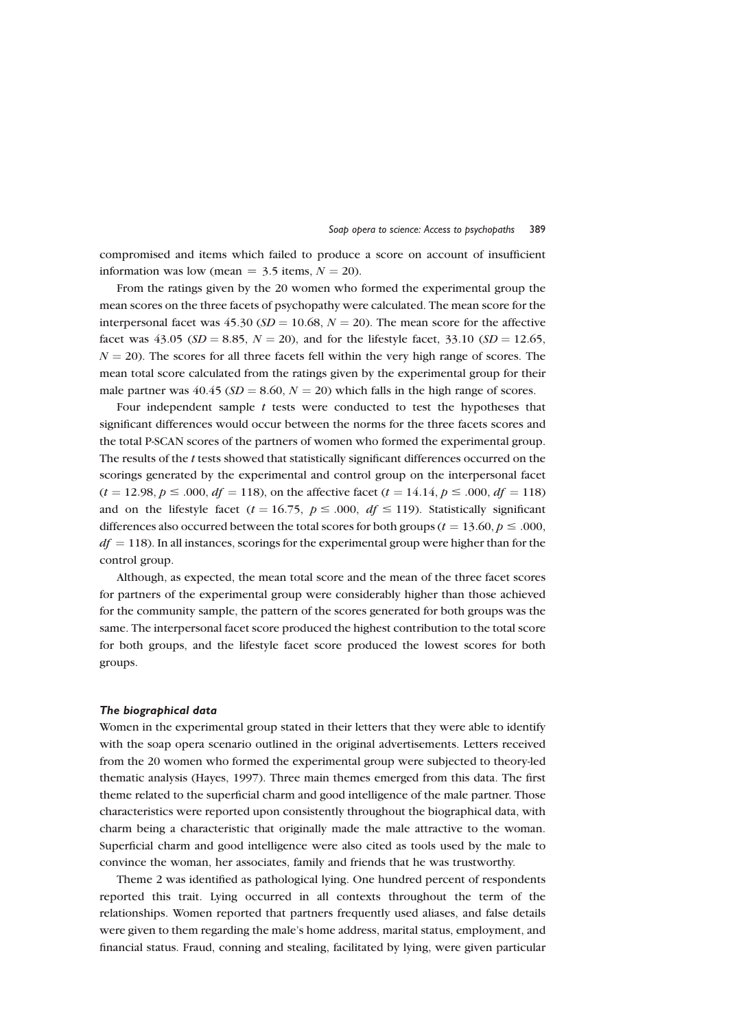compromised and items which failed to produce a score on account of insufficient information was low (mean $= 3.5$ items, $N = 20$).

From the ratings given by the 20 women who formed the experimental group the mean scores on the three facets of psychopathy were calculated. The mean score for the interpersonal facet was 45.30 ($SD = 10.68$, $N = 20$). The mean score for the affective facet was 43.05 ($SD = 8.85$, $N = 20$), and for the lifestyle facet, 33.10 ($SD = 12.65$, $N = 20$). The scores for all three facets fell within the very high range of scores. The mean total score calculated from the ratings given by the experimental group for their male partner was 40.45 ($SD = 8.60$, $N = 20$) which falls in the high range of scores.

Four independent sample *t* tests were conducted to test the hypotheses that significant differences would occur between the norms for the three facets scores and the total P-SCAN scores of the partners of women who formed the experimental group. The results of the *t* tests showed that statistically significant differences occurred on the scorings generated by the experimental and control group on the interpersonal facet ($t = 12.98$, $p \leq .000$, $df = 118$), on the affective facet ($t = 14.14$, $p \leq .000$, $df = 118$) and on the lifestyle facet ($t = 16.75$, $p \leq .000$, $df \leq 119$). Statistically significant differences also occurred between the total scores for both groups ($t = 13.60$, $p \leq .000$, $df = 118$). In all instances, scorings for the experimental group were higher than for the control group.

Although, as expected, the mean total score and the mean of the three facet scores for partners of the experimental group were considerably higher than those achieved for the community sample, the pattern of the scores generated for both groups was the same. The interpersonal facet score produced the highest contribution to the total score for both groups, and the lifestyle facet score produced the lowest scores for both groups.

### *The biographical data*

Women in the experimental group stated in their letters that they were able to identify with the soap opera scenario outlined in the original advertisements. Letters received from the 20 women who formed the experimental group were subjected to theory-led thematic analysis (Hayes, 1997). Three main themes emerged from this data. The first theme related to the superficial charm and good intelligence of the male partner. Those characteristics were reported upon consistently throughout the biographical data, with charm being a characteristic that originally made the male attractive to the woman. Superficial charm and good intelligence were also cited as tools used by the male to convince the woman, her associates, family and friends that he was trustworthy.

Theme 2 was identified as pathological lying. One hundred percent of respondents reported this trait. Lying occurred in all contexts throughout the term of the relationships. Women reported that partners frequently used aliases, and false details were given to them regarding the male's home address, marital status, employment, and financial status. Fraud, conning and stealing, facilitated by lying, were given particular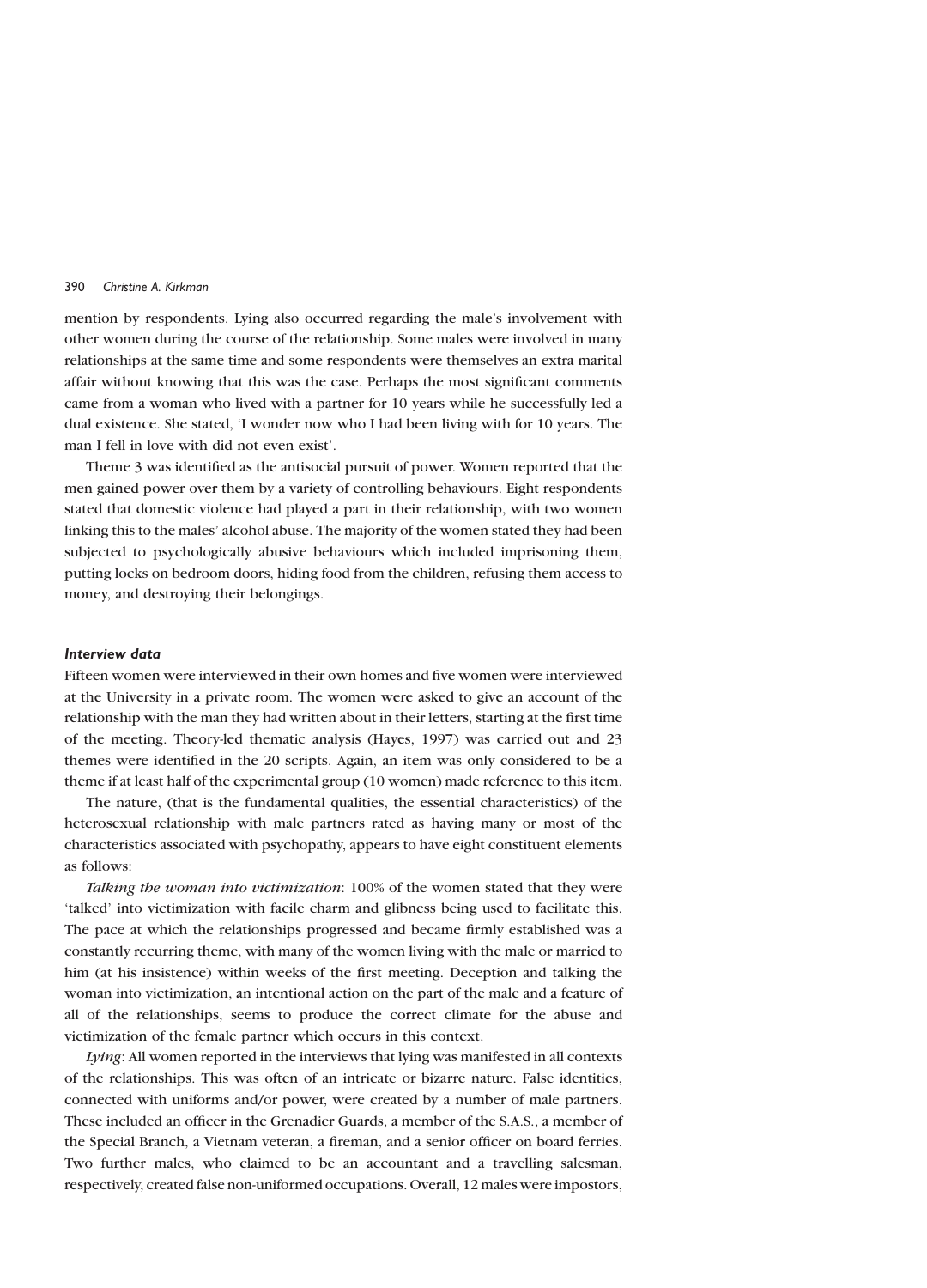mention by respondents. Lying also occurred regarding the male's involvement with other women during the course of the relationship. Some males were involved in many relationships at the same time and some respondents were themselves an extra marital affair without knowing that this was the case. Perhaps the most significant comments came from a woman who lived with a partner for 10 years while he successfully led a dual existence. She stated, 'I wonder now who I had been living with for 10 years. The man I fell in love with did not even exist'.

Theme 3 was identified as the antisocial pursuit of power. Women reported that the men gained power over them by a variety of controlling behaviours. Eight respondents stated that domestic violence had played a part in their relationship, with two women linking this to the males' alcohol abuse. The majority of the women stated they had been subjected to psychologically abusive behaviours which included imprisoning them, putting locks on bedroom doors, hiding food from the children, refusing them access to money, and destroying their belongings.

### Interview data

Fifteen women were interviewed in their own homes and five women were interviewed at the University in a private room. The women were asked to give an account of the relationship with the man they had written about in their letters, starting at the first time of the meeting. Theory-led thematic analysis (Hayes, 1997) was carried out and 23 themes were identified in the 20 scripts. Again, an item was only considered to be a theme if at least half of the experimental group (10 women) made reference to this item.

The nature, (that is the fundamental qualities, the essential characteristics) of the heterosexual relationship with male partners rated as having many or most of the characteristics associated with psychopathy, appears to have eight constituent elements as follows:

*Talking the woman into victimization*: 100% of the women stated that they were 'talked' into victimization with facile charm and glibness being used to facilitate this. The pace at which the relationships progressed and became firmly established was a constantly recurring theme, with many of the women living with the male or married to him (at his insistence) within weeks of the first meeting. Deception and talking the woman into victimization, an intentional action on the part of the male and a feature of all of the relationships, seems to produce the correct climate for the abuse and victimization of the female partner which occurs in this context.

*Lying*: All women reported in the interviews that lying was manifested in all contexts of the relationships. This was often of an intricate or bizarre nature. False identities, connected with uniforms and/or power, were created by a number of male partners. These included an officer in the Grenadier Guards, a member of the S.A.S., a member of the Special Branch, a Vietnam veteran, a fireman, and a senior officer on board ferries. Two further males, who claimed to be an accountant and a travelling salesman, respectively, created false non-uniformed occupations. Overall, 12 males were impostors,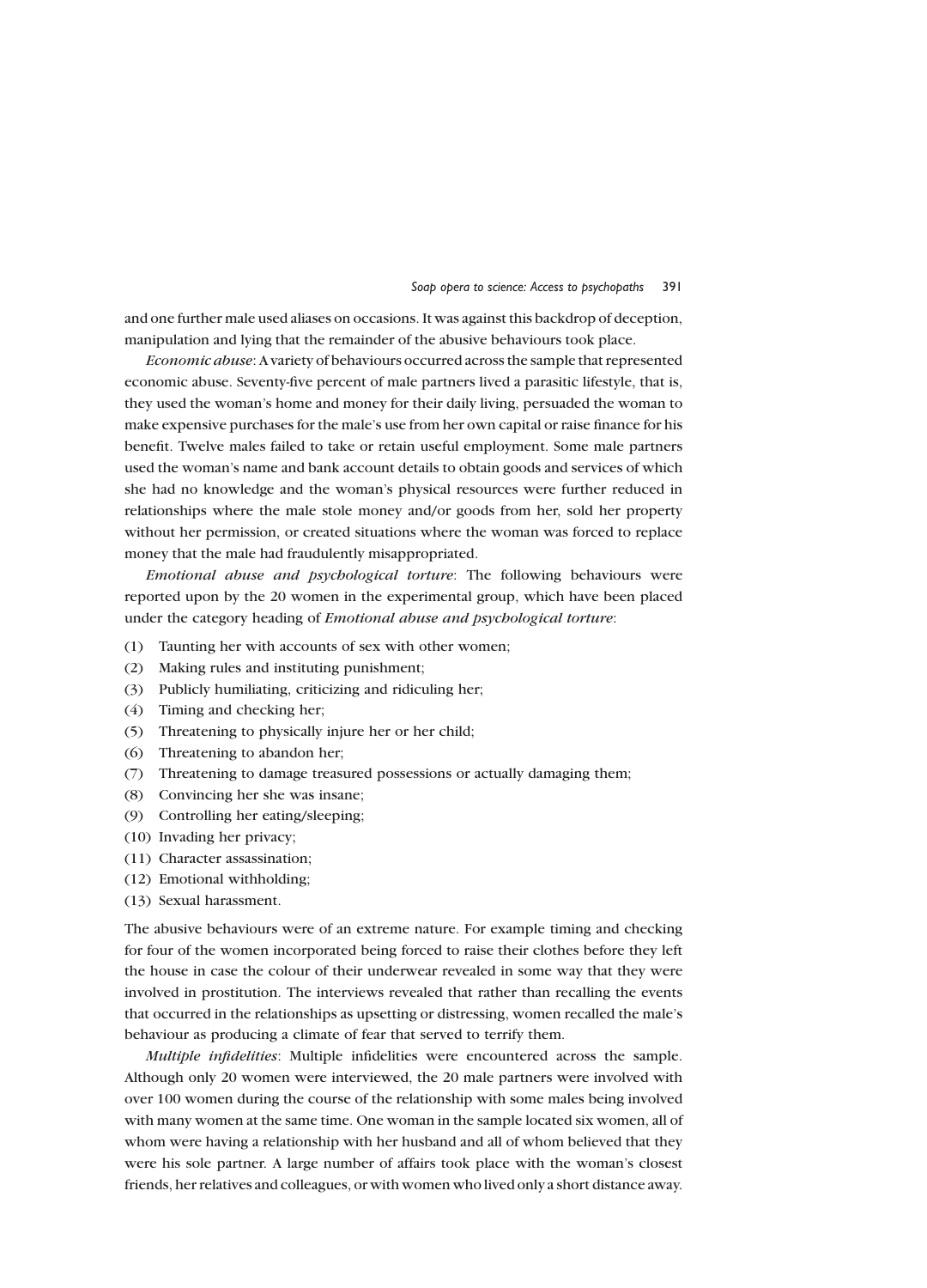and one further male used aliases on occasions. It was against this backdrop of deception, manipulation and lying that the remainder of the abusive behaviours took place.

*Economic abuse*: A variety of behaviours occurred across the sample that represented economic abuse. Seventy-five percent of male partners lived a parasitic lifestyle, that is, they used the woman's home and money for their daily living, persuaded the woman to make expensive purchases for the male's use from her own capital or raise finance for his benefit. Twelve males failed to take or retain useful employment. Some male partners used the woman's name and bank account details to obtain goods and services of which she had no knowledge and the woman's physical resources were further reduced in relationships where the male stole money and/or goods from her, sold her property without her permission, or created situations where the woman was forced to replace money that the male had fraudulently misappropriated.

*Emotional abuse and psychological torture*: The following behaviours were reported upon by the 20 women in the experimental group, which have been placed under the category heading of *Emotional abuse and psychological torture*:

(1) Taunting her with accounts of sex with other women;
(2) Making rules and instituting punishment;
(3) Publicly humiliating, criticizing and ridiculing her;
(4) Timing and checking her;
(5) Threatening to physically injure her or her child;
(6) Threatening to abandon her;
(7) Threatening to damage treasured possessions or actually damaging them;
(8) Convincing her she was insane;
(9) Controlling her eating/sleeping;
(10) Invading her privacy;
(11) Character assassination;
(12) Emotional withholding;
(13) Sexual harassment.

The abusive behaviours were of an extreme nature. For example timing and checking for four of the women incorporated being forced to raise their clothes before they left the house in case the colour of their underwear revealed in some way that they were involved in prostitution. The interviews revealed that rather than recalling the events that occurred in the relationships as upsetting or distressing, women recalled the male's behaviour as producing a climate of fear that served to terrify them.

*Multiple infidelities*: Multiple infidelities were encountered across the sample. Although only 20 women were interviewed, the 20 male partners were involved with over 100 women during the course of the relationship with some males being involved with many women at the same time. One woman in the sample located six women, all of whom were having a relationship with her husband and all of whom believed that they were his sole partner. A large number of affairs took place with the woman's closest friends, her relatives and colleagues, or with women who lived only a short distance away.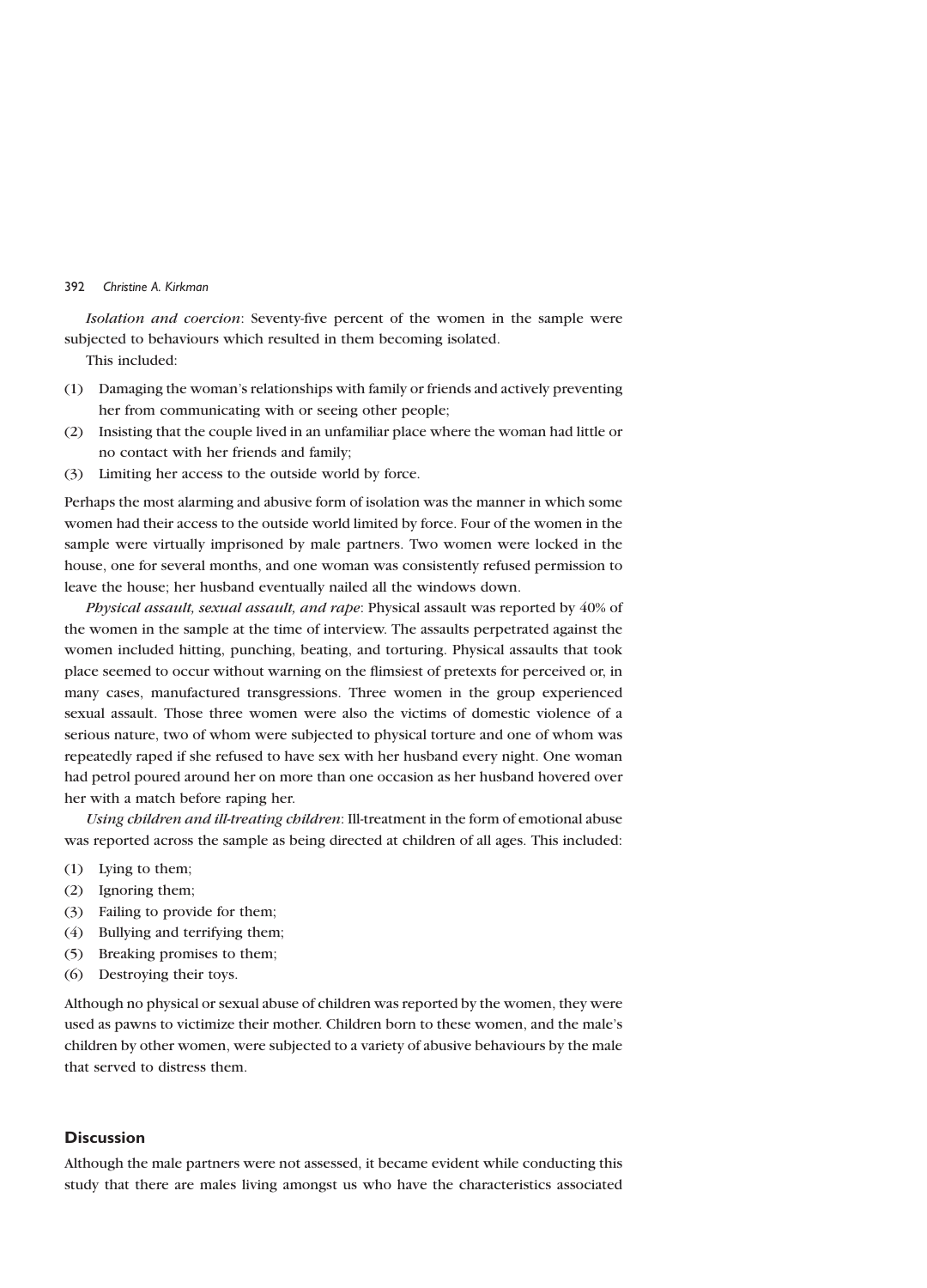*Isolation and coercion*: Seventy-five percent of the women in the sample were subjected to behaviours which resulted in them becoming isolated.

This included:

(1) Damaging the woman's relationships with family or friends and actively preventing her from communicating with or seeing other people;
(2) Insisting that the couple lived in an unfamiliar place where the woman had little or no contact with her friends and family;
(3) Limiting her access to the outside world by force.

Perhaps the most alarming and abusive form of isolation was the manner in which some women had their access to the outside world limited by force. Four of the women in the sample were virtually imprisoned by male partners. Two women were locked in the house, one for several months, and one woman was consistently refused permission to leave the house; her husband eventually nailed all the windows down.

*Physical assault, sexual assault, and rape*: Physical assault was reported by 40% of the women in the sample at the time of interview. The assaults perpetrated against the women included hitting, punching, beating, and torturing. Physical assaults that took place seemed to occur without warning on the flimsiest of pretexts for perceived or, in many cases, manufactured transgressions. Three women in the group experienced sexual assault. Those three women were also the victims of domestic violence of a serious nature, two of whom were subjected to physical torture and one of whom was repeatedly raped if she refused to have sex with her husband every night. One woman had petrol poured around her on more than one occasion as her husband hovered over her with a match before raping her.

*Using children and ill-treating children*: Ill-treatment in the form of emotional abuse was reported across the sample as being directed at children of all ages. This included:

(1) Lying to them;
(2) Ignoring them;
(3) Failing to provide for them;
(4) Bullying and terrifying them;
(5) Breaking promises to them;
(6) Destroying their toys.

Although no physical or sexual abuse of children was reported by the women, they were used as pawns to victimize their mother. Children born to these women, and the male's children by other women, were subjected to a variety of abusive behaviours by the male that served to distress them.

## Discussion

Although the male partners were not assessed, it became evident while conducting this study that there are males living amongst us who have the characteristics associated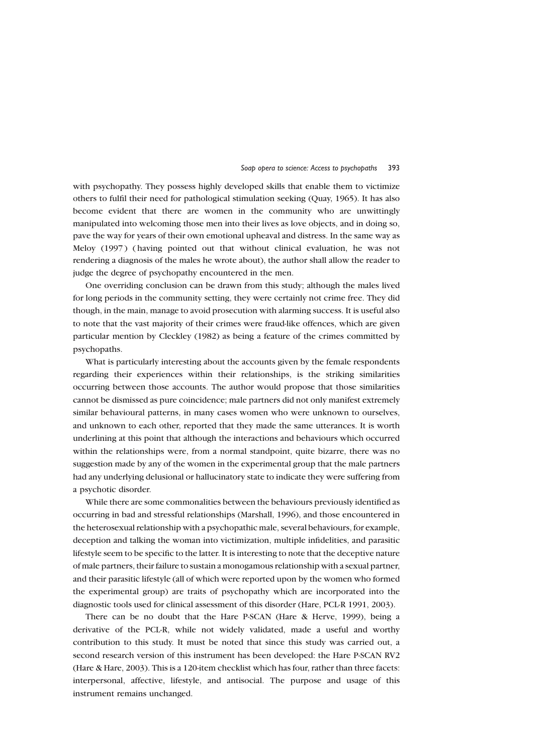with psychopathy. They possess highly developed skills that enable them to victimize others to fulfil their need for pathological stimulation seeking (Quay, 1965). It has also become evident that there are women in the community who are unwittingly manipulated into welcoming those men into their lives as love objects, and in doing so, pave the way for years of their own emotional upheaval and distress. In the same way as Meloy (1997) (having pointed out that without clinical evaluation, he was not rendering a diagnosis of the males he wrote about), the author shall allow the reader to judge the degree of psychopathy encountered in the men.

One overriding conclusion can be drawn from this study; although the males lived for long periods in the community setting, they were certainly not crime free. They did though, in the main, manage to avoid prosecution with alarming success. It is useful also to note that the vast majority of their crimes were fraud-like offences, which are given particular mention by Cleckley (1982) as being a feature of the crimes committed by psychopaths.

What is particularly interesting about the accounts given by the female respondents regarding their experiences within their relationships, is the striking similarities occurring between those accounts. The author would propose that those similarities cannot be dismissed as pure coincidence; male partners did not only manifest extremely similar behavioural patterns, in many cases women who were unknown to ourselves, and unknown to each other, reported that they made the same utterances. It is worth underlining at this point that although the interactions and behaviours which occurred within the relationships were, from a normal standpoint, quite bizarre, there was no suggestion made by any of the women in the experimental group that the male partners had any underlying delusional or hallucinatory state to indicate they were suffering from a psychotic disorder.

While there are some commonalities between the behaviours previously identified as occurring in bad and stressful relationships (Marshall, 1996), and those encountered in the heterosexual relationship with a psychopathic male, several behaviours, for example, deception and talking the woman into victimization, multiple infidelities, and parasitic lifestyle seem to be specific to the latter. It is interesting to note that the deceptive nature of male partners, their failure to sustain a monogamous relationship with a sexual partner, and their parasitic lifestyle (all of which were reported upon by the women who formed the experimental group) are traits of psychopathy which are incorporated into the diagnostic tools used for clinical assessment of this disorder (Hare, PCL-R 1991, 2003).

There can be no doubt that the Hare P-SCAN (Hare & Herve, 1999), being a derivative of the PCL-R, while not widely validated, made a useful and worthy contribution to this study. It must be noted that since this study was carried out, a second research version of this instrument has been developed: the Hare P-SCAN RV2 (Hare & Hare, 2003). This is a 120-item checklist which has four, rather than three facets: interpersonal, affective, lifestyle, and antisocial. The purpose and usage of this instrument remains unchanged.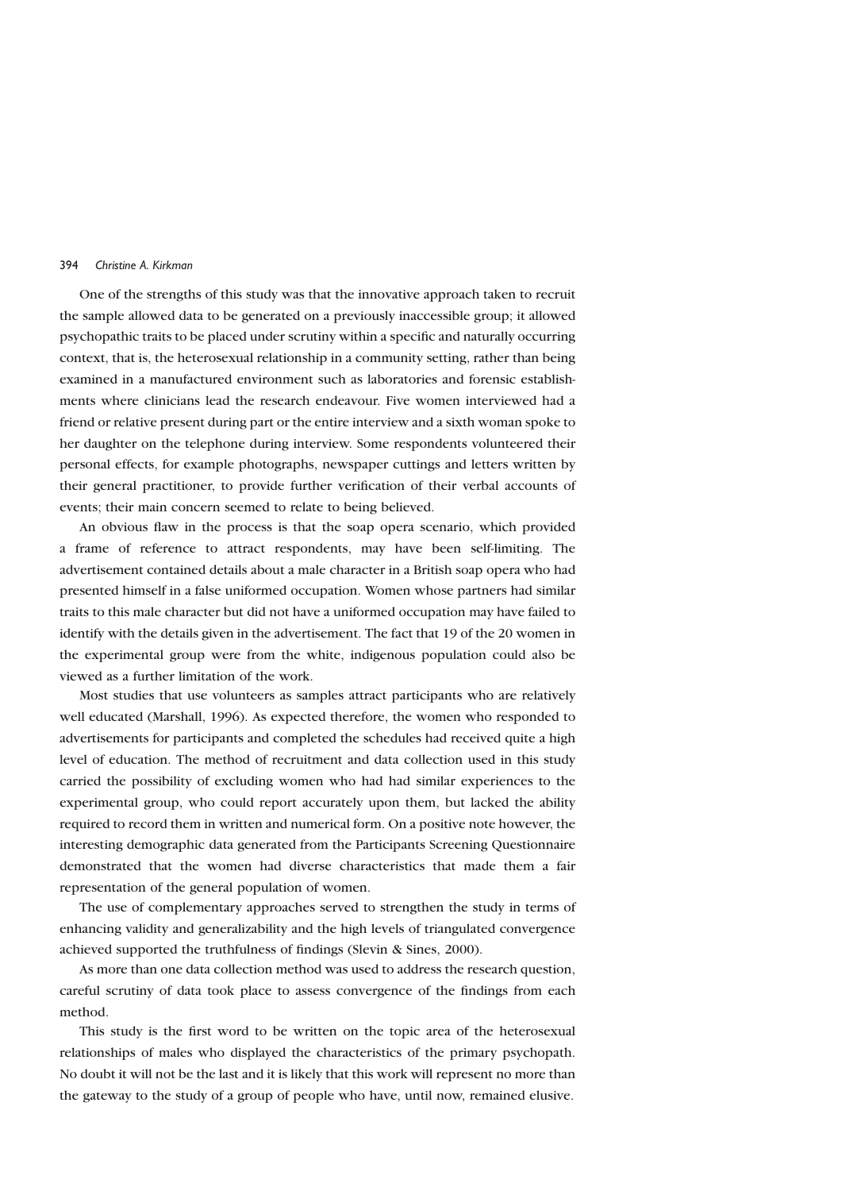One of the strengths of this study was that the innovative approach taken to recruit the sample allowed data to be generated on a previously inaccessible group; it allowed psychopathic traits to be placed under scrutiny within a specific and naturally occurring context, that is, the heterosexual relationship in a community setting, rather than being examined in a manufactured environment such as laboratories and forensic establishments where clinicians lead the research endeavour. Five women interviewed had a friend or relative present during part or the entire interview and a sixth woman spoke to her daughter on the telephone during interview. Some respondents volunteered their personal effects, for example photographs, newspaper cuttings and letters written by their general practitioner, to provide further verification of their verbal accounts of events; their main concern seemed to relate to being believed.

An obvious flaw in the process is that the soap opera scenario, which provided a frame of reference to attract respondents, may have been self-limiting. The advertisement contained details about a male character in a British soap opera who had presented himself in a false uniformed occupation. Women whose partners had similar traits to this male character but did not have a uniformed occupation may have failed to identify with the details given in the advertisement. The fact that 19 of the 20 women in the experimental group were from the white, indigenous population could also be viewed as a further limitation of the work.

Most studies that use volunteers as samples attract participants who are relatively well educated (Marshall, 1996). As expected therefore, the women who responded to advertisements for participants and completed the schedules had received quite a high level of education. The method of recruitment and data collection used in this study carried the possibility of excluding women who had had similar experiences to the experimental group, who could report accurately upon them, but lacked the ability required to record them in written and numerical form. On a positive note however, the interesting demographic data generated from the Participants Screening Questionnaire demonstrated that the women had diverse characteristics that made them a fair representation of the general population of women.

The use of complementary approaches served to strengthen the study in terms of enhancing validity and generalizability and the high levels of triangulated convergence achieved supported the truthfulness of findings (Slevin & Sines, 2000).

As more than one data collection method was used to address the research question, careful scrutiny of data took place to assess convergence of the findings from each method.

This study is the first word to be written on the topic area of the heterosexual relationships of males who displayed the characteristics of the primary psychopath. No doubt it will not be the last and it is likely that this work will represent no more than the gateway to the study of a group of people who have, until now, remained elusive.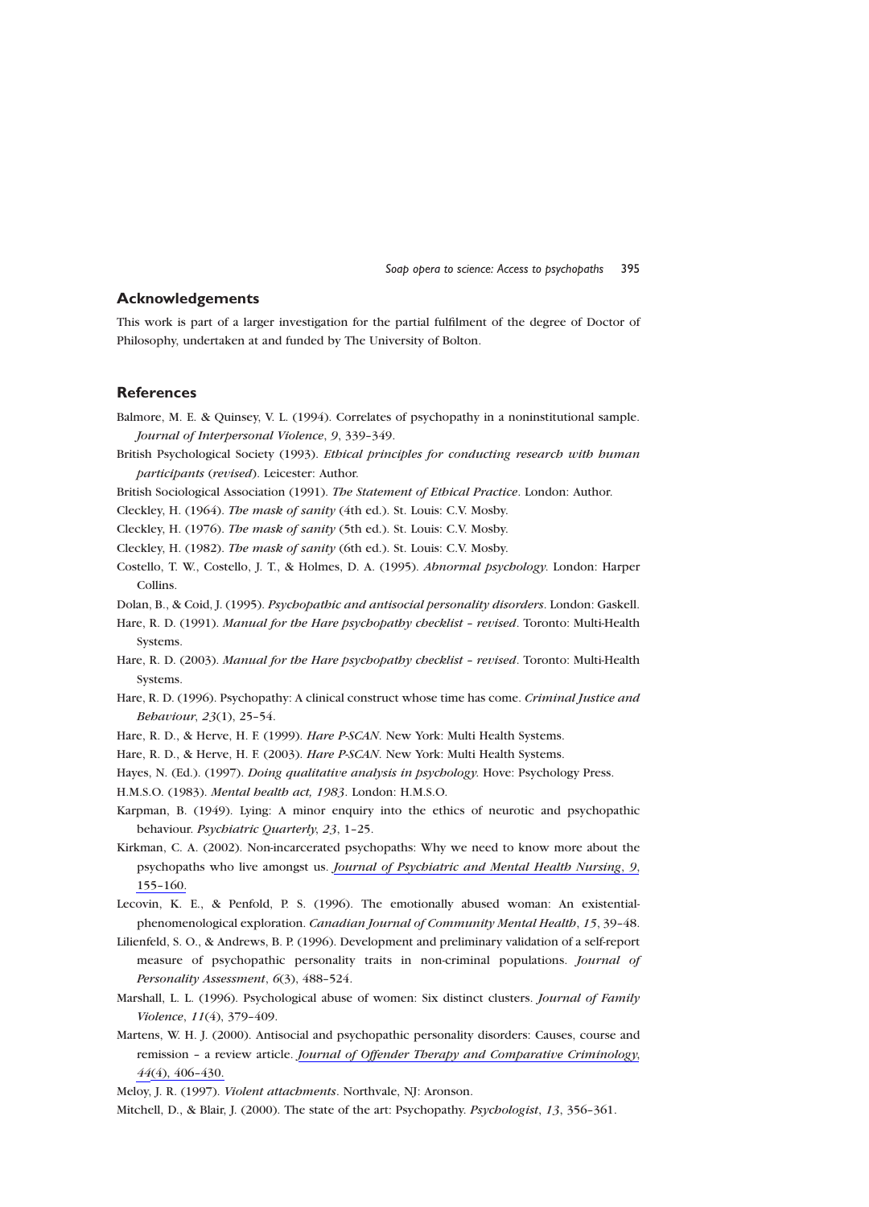## Acknowledgements

This work is part of a larger investigation for the partial fulfilment of the degree of Doctor of Philosophy, undertaken at and funded by The University of Bolton.

## References

Balmore, M. E. & Quinsey, V. L. (1994). Correlates of psychopathy in a noninstitutional sample. *Journal of Interpersonal Violence*, *9*, 339–349.

British Psychological Society (1993). *Ethical principles for conducting research with human participants (revised)*. Leicester: Author.

British Sociological Association (1991). *The Statement of Ethical Practice*. London: Author.

Cleckley, H. (1964). *The mask of sanity* (4th ed.). St. Louis: C.V. Mosby.

Cleckley, H. (1976). *The mask of sanity* (5th ed.). St. Louis: C.V. Mosby.

Cleckley, H. (1982). *The mask of sanity* (6th ed.). St. Louis: C.V. Mosby.

Costello, T. W., Costello, J. T., & Holmes, D. A. (1995). *Abnormal psychology.* London: Harper Collins.

Dolan, B., & Coid, J. (1995). *Psychopathic and antisocial personality disorders*. London: Gaskell.

Hare, R. D. (1991). *Manual for the Hare psychopathy checklist – revised*. Toronto: Multi-Health Systems.

Hare, R. D. (2003). *Manual for the Hare psychopathy checklist – revised*. Toronto: Multi-Health Systems.

Hare, R. D. (1996). Psychopathy: A clinical construct whose time has come. *Criminal Justice and Behaviour*, *23*(1), 25–54.

Hare, R. D., & Herve, H. F. (1999). *Hare P-SCAN*. New York: Multi Health Systems.

Hare, R. D., & Herve, H. F. (2003). *Hare P-SCAN*. New York: Multi Health Systems.

Hayes, N. (Ed.). (1997). *Doing qualitative analysis in psychology.* Hove: Psychology Press.

H.M.S.O. (1983). *Mental health act, 1983*. London: H.M.S.O.

Karpman, B. (1949). Lying: A minor enquiry into the ethics of neurotic and psychopathic behaviour. *Psychiatric Quarterly*, *23*, 1–25.

Kirkman, C. A. (2002). Non-incarcerated psychopaths: Why we need to know more about the psychopaths who live amongst us. *Journal of Psychiatric and Mental Health Nursing*, *9*, 155–160.

Lecovin, K. E., & Penfold, P. S. (1996). The emotionally abused woman: An existential-phenomenological exploration. *Canadian Journal of Community Mental Health*, *15*, 39–48.

Lilienfeld, S. O., & Andrews, B. P. (1996). Development and preliminary validation of a self-report measure of psychopathic personality traits in non-criminal populations. *Journal of Personality Assessment*, *6*(3), 488–524.

Marshall, L. L. (1996). Psychological abuse of women: Six distinct clusters. *Journal of Family Violence*, *11*(4), 379–409.

Martens, W. H. J. (2000). Antisocial and psychopathic personality disorders: Causes, course and remission – a review article. *Journal of Offender Therapy and Comparative Criminology, 44*(4), 406–430.

Meloy, J. R. (1997). *Violent attachments*. Northvale, NJ: Aronson.

Mitchell, D., & Blair, J. (2000). The state of the art: Psychopathy. *Psychologist*, *13*, 356–361.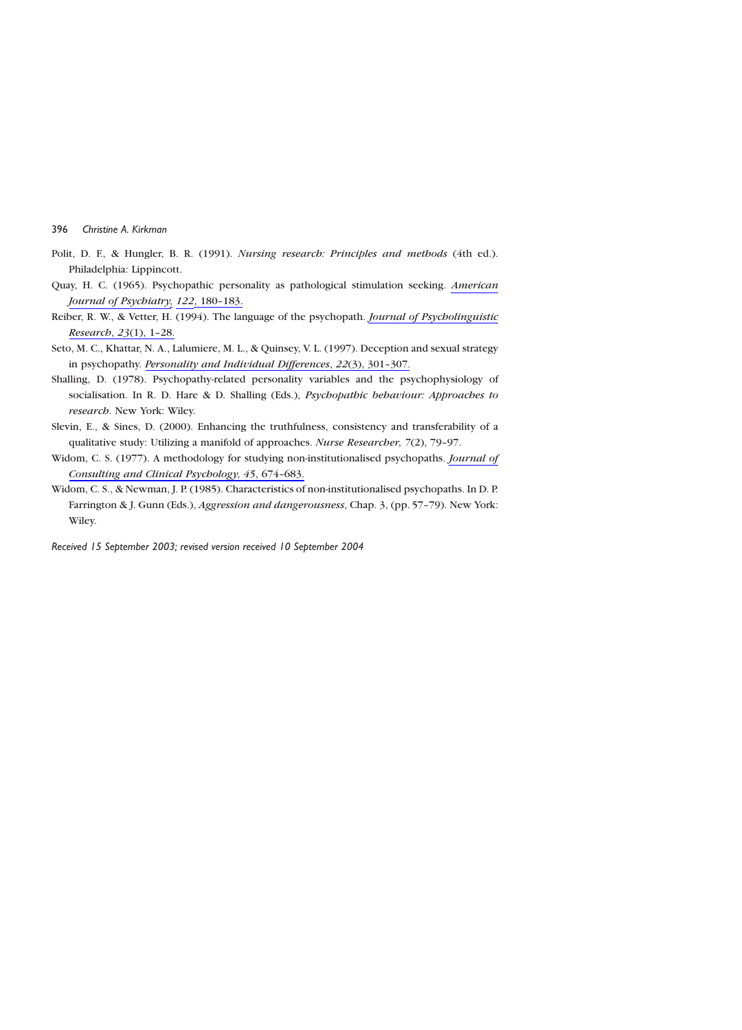Polit, D. F., & Hungler, B. R. (1991). *Nursing research: Principles and methods* (4th ed.). Philadelphia: Lippincott.

Quay, H. C. (1965). Psychopathic personality as pathological stimulation seeking. *American Journal of Psychiatry*, *122*, 180–183.

Reiber, R. W., & Vetter, H. (1994). The language of the psychopath. *Journal of Psycholinguistic Research*, *23*(1), 1–28.

Seto, M. C., Khattar, N. A., Lalumiere, M. L., & Quinsey, V. L. (1997). Deception and sexual strategy in psychopathy. *Personality and Individual Differences*, *22*(3), 301–307.

Shalling, D. (1978). Psychopathy-related personality variables and the psychophysiology of socialisation. In R. D. Hare & D. Shalling (Eds.), *Psychopathic behaviour: Approaches to research*. New York: Wiley.

Slevin, E., & Sines, D. (2000). Enhancing the truthfulness, consistency and transferability of a qualitative study: Utilizing a manifold of approaches. *Nurse Researcher*, *7*(2), 79–97.

Widom, C. S. (1977). A methodology for studying non-institutionalised psychopaths. *Journal of Consulting and Clinical Psychology*, *45*, 674–683.

Widom, C. S., & Newman, J. P. (1985). Characteristics of non-institutionalised psychopaths. In D. P. Farrington & J. Gunn (Eds.), *Aggression and dangerousness*, Chap. 3, (pp. 57–79). New York: Wiley.

*Received 15 September 2003; revised version received 10 September 2004*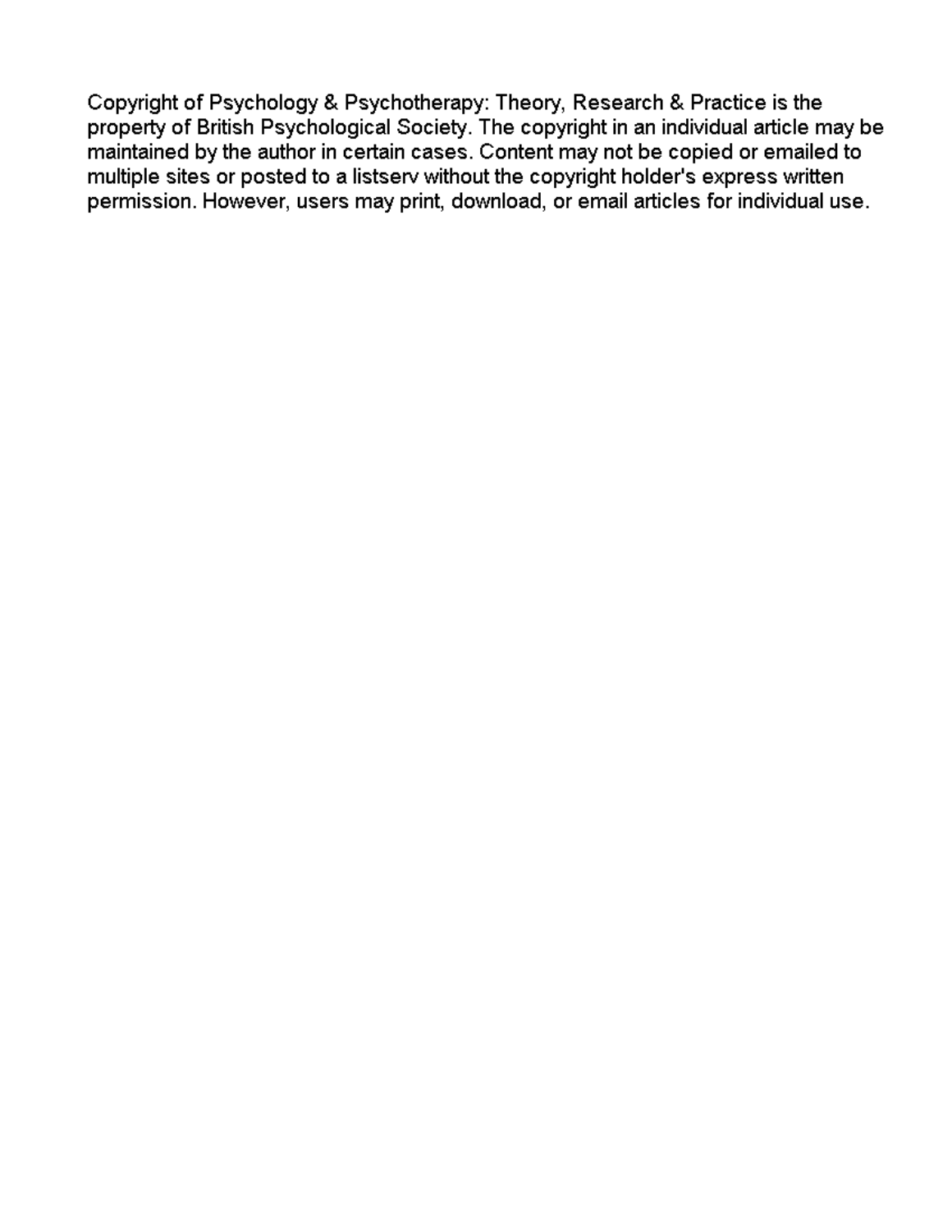Copyright of Psychology & Psychotherapy: Theory, Research & Practice is the property of British Psychological Society. The copyright in an individual article may be maintained by the author in certain cases. Content may not be copied or emailed to multiple sites or posted to a listserv without the copyright holder's express written permission. However, users may print, download, or email articles for individual use.